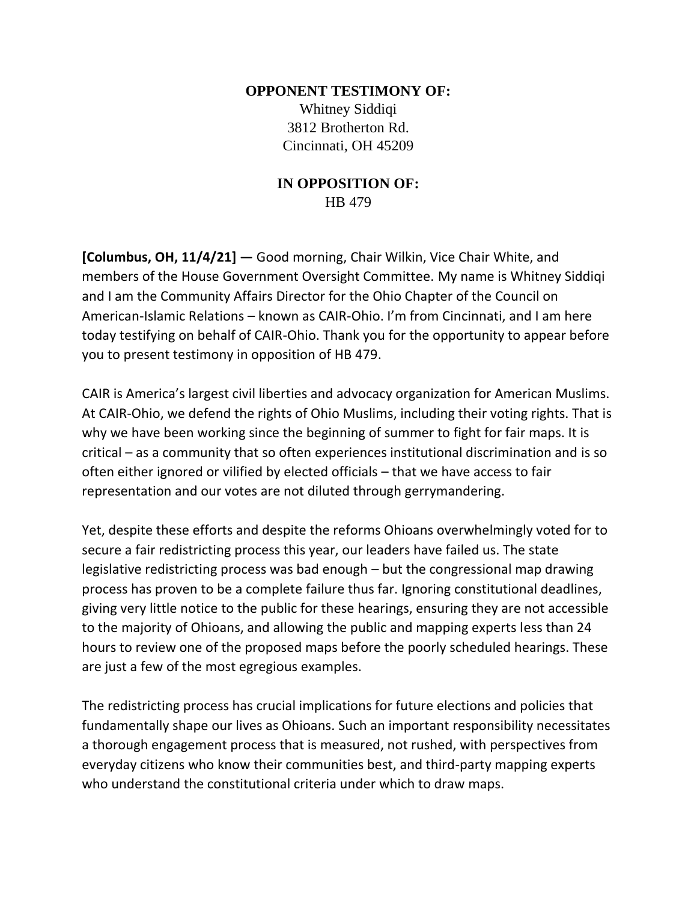**OPPONENT TESTIMONY OF:**
Whitney Siddiqi
3812 Brotherton Rd.
Cincinnati, OH 45209

**IN OPPOSITION OF:**
HB 479

**[Columbus, OH, 11/4/21] —** Good morning, Chair Wilkin, Vice Chair White, and members of the House Government Oversight Committee. My name is Whitney Siddiqi and I am the Community Affairs Director for the Ohio Chapter of the Council on American-Islamic Relations – known as CAIR-Ohio. I'm from Cincinnati, and I am here today testifying on behalf of CAIR-Ohio. Thank you for the opportunity to appear before you to present testimony in opposition of HB 479.

CAIR is America's largest civil liberties and advocacy organization for American Muslims. At CAIR-Ohio, we defend the rights of Ohio Muslims, including their voting rights. That is why we have been working since the beginning of summer to fight for fair maps. It is critical – as a community that so often experiences institutional discrimination and is so often either ignored or vilified by elected officials – that we have access to fair representation and our votes are not diluted through gerrymandering.

Yet, despite these efforts and despite the reforms Ohioans overwhelmingly voted for to secure a fair redistricting process this year, our leaders have failed us. The state legislative redistricting process was bad enough – but the congressional map drawing process has proven to be a complete failure thus far. Ignoring constitutional deadlines, giving very little notice to the public for these hearings, ensuring they are not accessible to the majority of Ohioans, and allowing the public and mapping experts less than 24 hours to review one of the proposed maps before the poorly scheduled hearings. These are just a few of the most egregious examples.

The redistricting process has crucial implications for future elections and policies that fundamentally shape our lives as Ohioans. Such an important responsibility necessitates a thorough engagement process that is measured, not rushed, with perspectives from everyday citizens who know their communities best, and third-party mapping experts who understand the constitutional criteria under which to draw maps.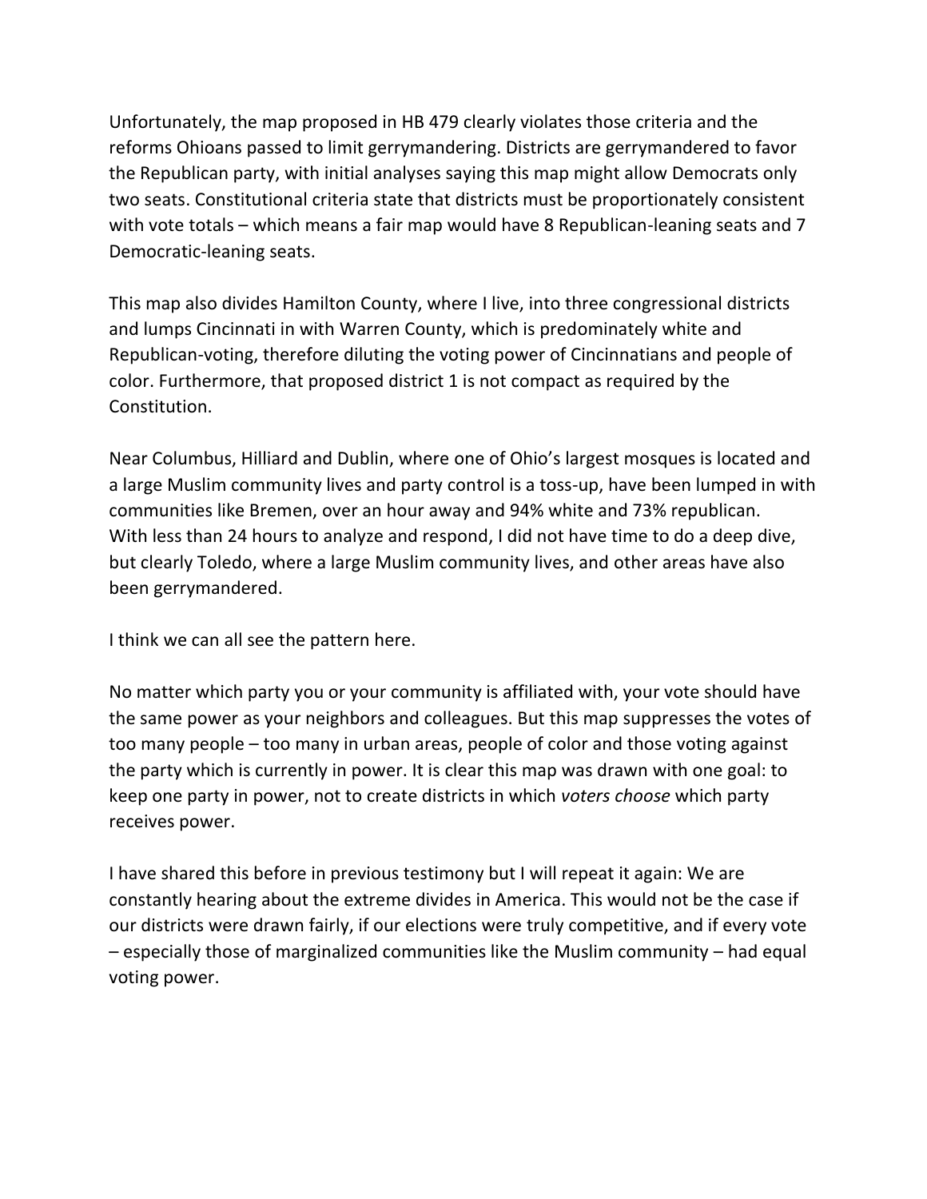Unfortunately, the map proposed in HB 479 clearly violates those criteria and the reforms Ohioans passed to limit gerrymandering. Districts are gerrymandered to favor the Republican party, with initial analyses saying this map might allow Democrats only two seats. Constitutional criteria state that districts must be proportionately consistent with vote totals – which means a fair map would have 8 Republican-leaning seats and 7 Democratic-leaning seats.

This map also divides Hamilton County, where I live, into three congressional districts and lumps Cincinnati in with Warren County, which is predominately white and Republican-voting, therefore diluting the voting power of Cincinnatians and people of color. Furthermore, that proposed district 1 is not compact as required by the Constitution.

Near Columbus, Hilliard and Dublin, where one of Ohio's largest mosques is located and a large Muslim community lives and party control is a toss-up, have been lumped in with communities like Bremen, over an hour away and 94% white and 73% republican. With less than 24 hours to analyze and respond, I did not have time to do a deep dive, but clearly Toledo, where a large Muslim community lives, and other areas have also been gerrymandered.

I think we can all see the pattern here.

No matter which party you or your community is affiliated with, your vote should have the same power as your neighbors and colleagues. But this map suppresses the votes of too many people – too many in urban areas, people of color and those voting against the party which is currently in power. It is clear this map was drawn with one goal: to keep one party in power, not to create districts in which *voters choose* which party receives power.

I have shared this before in previous testimony but I will repeat it again: We are constantly hearing about the extreme divides in America. This would not be the case if our districts were drawn fairly, if our elections were truly competitive, and if every vote – especially those of marginalized communities like the Muslim community – had equal voting power.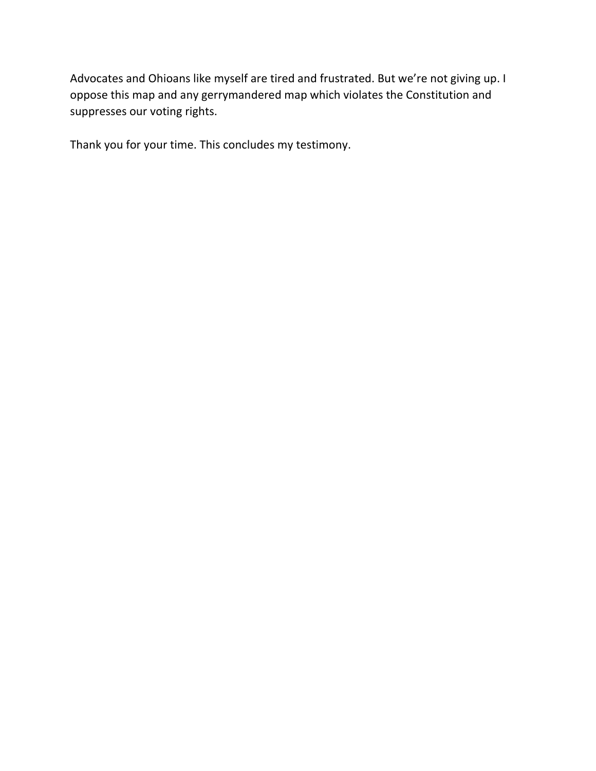Advocates and Ohioans like myself are tired and frustrated. But we're not giving up. I oppose this map and any gerrymandered map which violates the Constitution and suppresses our voting rights.

Thank you for your time. This concludes my testimony.